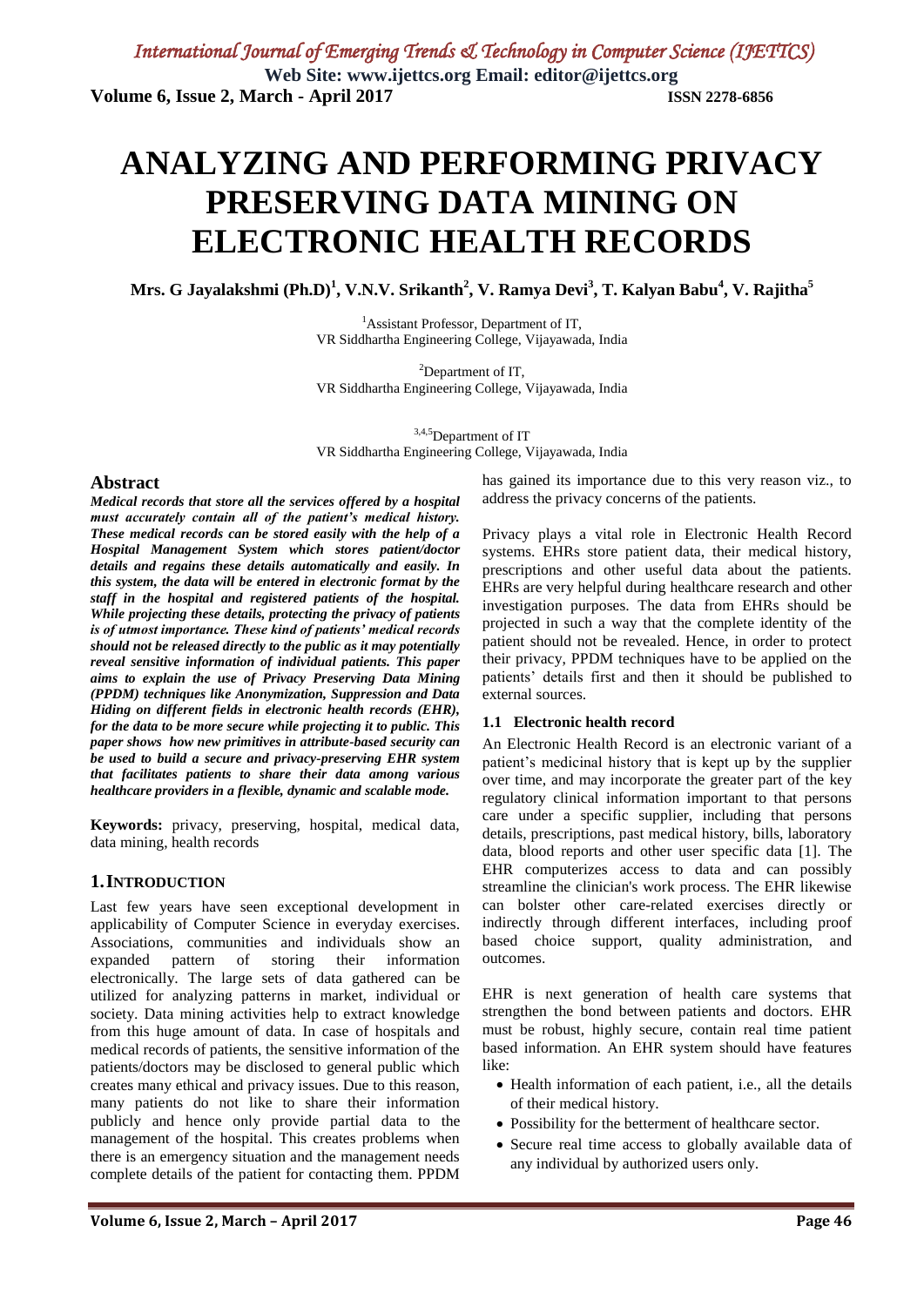# ANALYZING AND PERFORMING PRIVACY PRESERVING DATA MINING ON ELECTRONIC HEALTH RECORDS

**Mrs. G Jayalakshmi (Ph.D)[1], V.N.V. Srikanth[2], V. Ramya Devi[3], T. Kalyan Babu[4], V. Rajitha[5]**

[1]Assistant Professor, Department of IT,
VR Siddhartha Engineering College, Vijayawada, India

[2]Department of IT,
VR Siddhartha Engineering College, Vijayawada, India

[3,4,5]Department of IT
VR Siddhartha Engineering College, Vijayawada, India

## Abstract

***Medical records that store all the services offered by a hospital must accurately contain all of the patient's medical history. These medical records can be stored easily with the help of a Hospital Management System which stores patient/doctor details and regains these details automatically and easily. In this system, the data will be entered in electronic format by the staff in the hospital and registered patients of the hospital. While projecting these details, protecting the privacy of patients is of utmost importance. These kind of patients' medical records should not be released directly to the public as it may potentially reveal sensitive information of individual patients. This paper aims to explain the use of Privacy Preserving Data Mining (PPDM) techniques like Anonymization, Suppression and Data Hiding on different fields in electronic health records (EHR), for the data to be more secure while projecting it to public. This paper shows how new primitives in attribute-based security can be used to build a secure and privacy-preserving EHR system that facilitates patients to share their data among various healthcare providers in a flexible, dynamic and scalable mode.***

**Keywords:** privacy, preserving, hospital, medical data, data mining, health records

## 1. INTRODUCTION

Last few years have seen exceptional development in applicability of Computer Science in everyday exercises. Associations, communities and individuals show an expanded pattern of storing their information electronically. The large sets of data gathered can be utilized for analyzing patterns in market, individual or society. Data mining activities help to extract knowledge from this huge amount of data. In case of hospitals and medical records of patients, the sensitive information of the patients/doctors may be disclosed to general public which creates many ethical and privacy issues. Due to this reason, many patients do not like to share their information publicly and hence only provide partial data to the management of the hospital. This creates problems when there is an emergency situation and the management needs complete details of the patient for contacting them. PPDM has gained its importance due to this very reason viz., to address the privacy concerns of the patients.

Privacy plays a vital role in Electronic Health Record systems. EHRs store patient data, their medical history, prescriptions and other useful data about the patients. EHRs are very helpful during healthcare research and other investigation purposes. The data from EHRs should be projected in such a way that the complete identity of the patient should not be revealed. Hence, in order to protect their privacy, PPDM techniques have to be applied on the patients' details first and then it should be published to external sources.

### 1.1 Electronic health record

An Electronic Health Record is an electronic variant of a patient's medicinal history that is kept up by the supplier over time, and may incorporate the greater part of the key regulatory clinical information important to that persons care under a specific supplier, including that persons details, prescriptions, past medical history, bills, laboratory data, blood reports and other user specific data [1]. The EHR computerizes access to data and can possibly streamline the clinician's work process. The EHR likewise can bolster other care-related exercises directly or indirectly through different interfaces, including proof based choice support, quality administration, and outcomes.

EHR is next generation of health care systems that strengthen the bond between patients and doctors. EHR must be robust, highly secure, contain real time patient based information. An EHR system should have features like:

- Health information of each patient, i.e., all the details of their medical history.
- Possibility for the betterment of healthcare sector.
- Secure real time access to globally available data of any individual by authorized users only.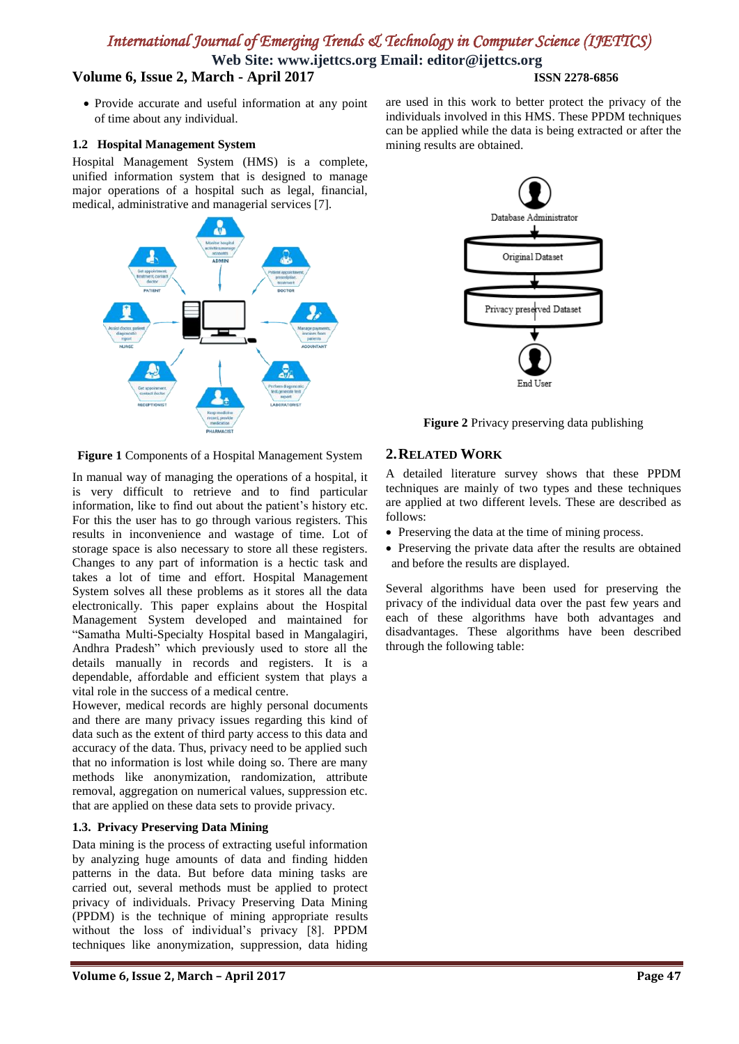- Provide accurate and useful information at any point of time about any individual.

### 1.2 Hospital Management System

Hospital Management System (HMS) is a complete, unified information system that is designed to manage major operations of a hospital such as legal, financial, medical, administrative and managerial services [7].

**Figure 1** Components of a Hospital Management System

In manual way of managing the operations of a hospital, it is very difficult to retrieve and to find particular information, like to find out about the patient's history etc. For this the user has to go through various registers. This results in inconvenience and wastage of time. Lot of storage space is also necessary to store all these registers. Changes to any part of information is a hectic task and takes a lot of time and effort. Hospital Management System solves all these problems as it stores all the data electronically. This paper explains about the Hospital Management System developed and maintained for "Samatha Multi-Specialty Hospital based in Mangalagiri, Andhra Pradesh" which previously used to store all the details manually in records and registers. It is a dependable, affordable and efficient system that plays a vital role in the success of a medical centre.

However, medical records are highly personal documents and there are many privacy issues regarding this kind of data such as the extent of third party access to this data and accuracy of the data. Thus, privacy need to be applied such that no information is lost while doing so. There are many methods like anonymization, randomization, attribute removal, aggregation on numerical values, suppression etc. that are applied on these data sets to provide privacy.

### 1.3. Privacy Preserving Data Mining

Data mining is the process of extracting useful information by analyzing huge amounts of data and finding hidden patterns in the data. But before data mining tasks are carried out, several methods must be applied to protect privacy of individuals. Privacy Preserving Data Mining (PPDM) is the technique of mining appropriate results without the loss of individual's privacy [8]. PPDM techniques like anonymization, suppression, data hiding are used in this work to better protect the privacy of the individuals involved in this HMS. These PPDM techniques can be applied while the data is being extracted or after the mining results are obtained.

**Figure 2** Privacy preserving data publishing

## 2. RELATED WORK

A detailed literature survey shows that these PPDM techniques are mainly of two types and these techniques are applied at two different levels. These are described as follows:

- Preserving the data at the time of mining process.
- Preserving the private data after the results are obtained and before the results are displayed.

Several algorithms have been used for preserving the privacy of the individual data over the past few years and each of these algorithms have both advantages and disadvantages. These algorithms have been described through the following table: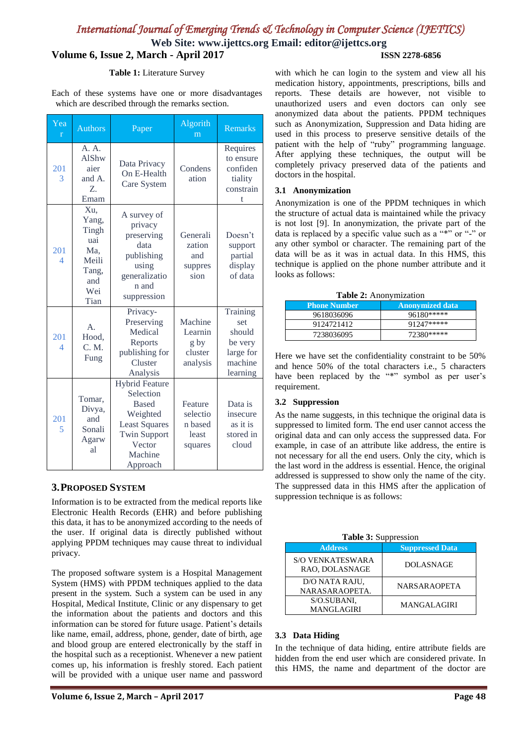**Table 1:** Literature Survey

Each of these systems have one or more disadvantages which are described through the remarks section.

| Year | Authors | Paper | Algorithm | Remarks |
|---|---|---|---|---|
| 2013 | A. A. AlShwaier and A. Z. Emam | Data Privacy On E-Health Care System | Condensation | Requires to ensure confidentiality constraint |
| 2014 | Xu, Yang, Tinghuai Ma, Meili Tang, and Wei Tian | A survey of privacy preserving data publishing using generalization and suppression | Generalization and suppression | Doesn't support partial display of data |
| 2014 | A. Hood, C. M. Fung | Privacy-Preserving Medical Reports publishing for Cluster Analysis | Machine Learning by cluster analysis | Training set should be very large for machine learning |
| 2015 | Tomar, Divya, and Sonali Agarwal | Hybrid Feature Selection Based Weighted Least Squares Twin Support Vector Machine Approach | Feature selection based least squares | Data is insecure as it is stored in cloud |

## 3. PROPOSED SYSTEM

Information is to be extracted from the medical reports like Electronic Health Records (EHR) and before publishing this data, it has to be anonymized according to the needs of the user. If original data is directly published without applying PPDM techniques may cause threat to individual privacy.

The proposed software system is a Hospital Management System (HMS) with PPDM techniques applied to the data present in the system. Such a system can be used in any Hospital, Medical Institute, Clinic or any dispensary to get the information about the patients and doctors and this information can be stored for future usage. Patient's details like name, email, address, phone, gender, date of birth, age and blood group are entered electronically by the staff in the hospital such as a receptionist. Whenever a new patient comes up, his information is freshly stored. Each patient will be provided with a unique user name and password with which he can login to the system and view all his medication history, appointments, prescriptions, bills and reports. These details are however, not visible to unauthorized users and even doctors can only see anonymized data about the patients. PPDM techniques such as Anonymization, Suppression and Data hiding are used in this process to preserve sensitive details of the patient with the help of "ruby" programming language. After applying these techniques, the output will be completely privacy preserved data of the patients and doctors in the hospital.

### 3.1 Anonymization

Anonymization is one of the PPDM techniques in which the structure of actual data is maintained while the privacy is not lost [9]. In anonymization, the private part of the data is replaced by a specific value such as a "*" or "-" or any other symbol or character. The remaining part of the data will be as it was in actual data. In this HMS, this technique is applied on the phone number attribute and it looks as follows:

**Table 2:** Anonymization

| Phone Number | Anonymized data |
|---|---|
| 9618036096 | 96180***** |
| 9124721412 | 91247***** |
| 7238036095 | 72380***** |

Here we have set the confidentiality constraint to be 50% and hence 50% of the total characters i.e., 5 characters have been replaced by the "*" symbol as per user's requirement.

### 3.2 Suppression

As the name suggests, in this technique the original data is suppressed to limited form. The end user cannot access the original data and can only access the suppressed data. For example, in case of an attribute like address, the entire is not necessary for all the end users. Only the city, which is the last word in the address is essential. Hence, the original addressed is suppressed to show only the name of the city. The suppressed data in this HMS after the application of suppression technique is as follows:

**Table 3:** Suppression

| Address | Suppressed Data |
|---|---|
| S/O VENKATESWARA RAO, DOLASNAGE | DOLASNAGE |
| D/O NATA RAJU, NARASARAOPETA. | NARSARAOPETA |
| S/O.SUBANI, MANGLAGIRI | MANGALAGIRI |

### 3.3 Data Hiding

In the technique of data hiding, entire attribute fields are hidden from the end user which are considered private. In this HMS, the name and department of the doctor are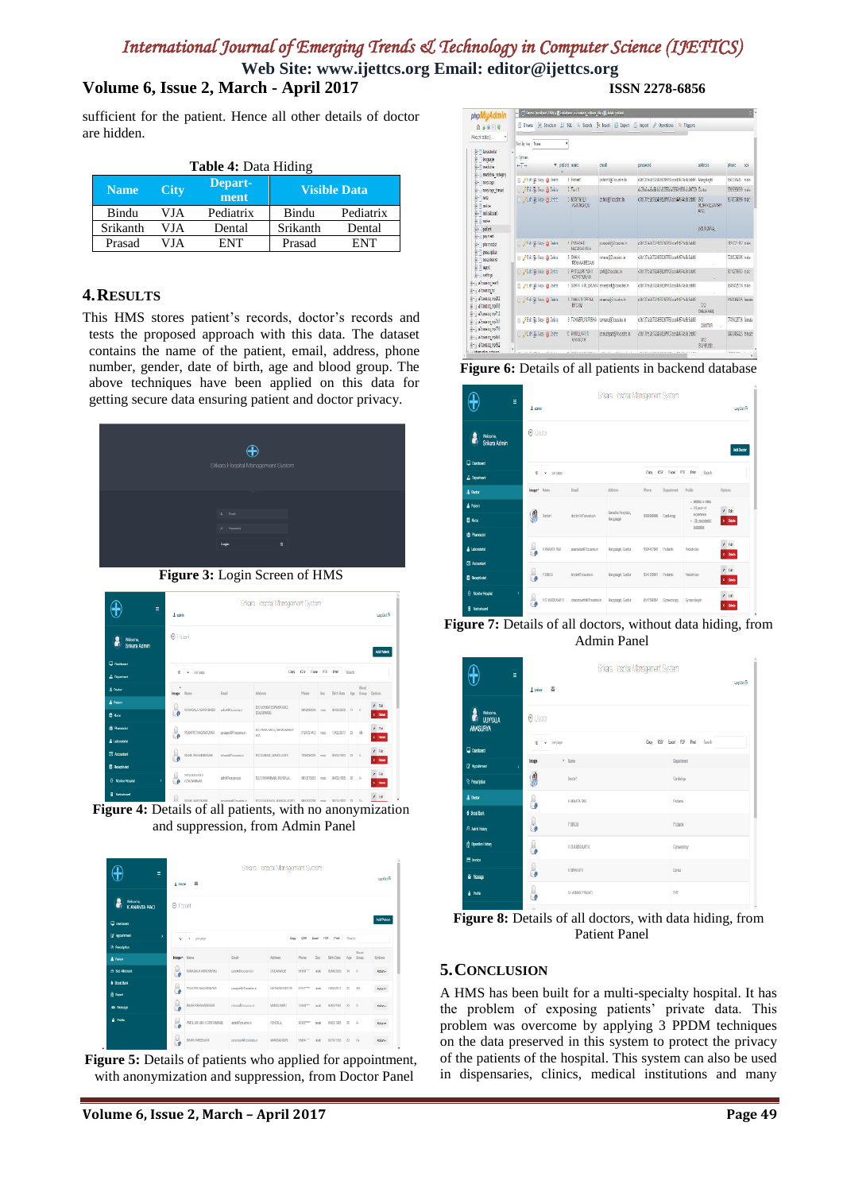sufficient for the patient. Hence all other details of doctor are hidden.

**Table 4:** Data Hiding

| Name | City | Department | Visible Data | |
|---|---|---|---|---|
| Bindu | VJA | Pediatrix | Bindu | Pediatrix |
| Srikanth | VJA | Dental | Srikanth | Dental |
| Prasad | VJA | ENT | Prasad | ENT |

## 4. RESULTS

This HMS stores patient's records, doctor's records and tests the proposed approach with this data. The dataset contains the name of the patient, email, address, phone number, gender, date of birth, age and blood group. The above techniques have been applied on this data for getting secure data ensuring patient and doctor privacy.

**Figure 3:** Login Screen of HMS

**Figure 4:** Details of all patients, with no anonymization and suppression, from Admin Panel

**Figure 5:** Details of patients who applied for appointment, with anonymization and suppression, from Doctor Panel

**Figure 6:** Details of all patients in backend database

**Figure 7:** Details of all doctors, without data hiding, from Admin Panel

**Figure 8:** Details of all doctors, with data hiding, from Patient Panel

## 5. CONCLUSION

A HMS has been built for a multi-specialty hospital. It has the problem of exposing patients' private data. This problem was overcome by applying 3 PPDM techniques on the data preserved in this system to protect the privacy of the patients of the hospital. This system can also be used in dispensaries, clinics, medical institutions and many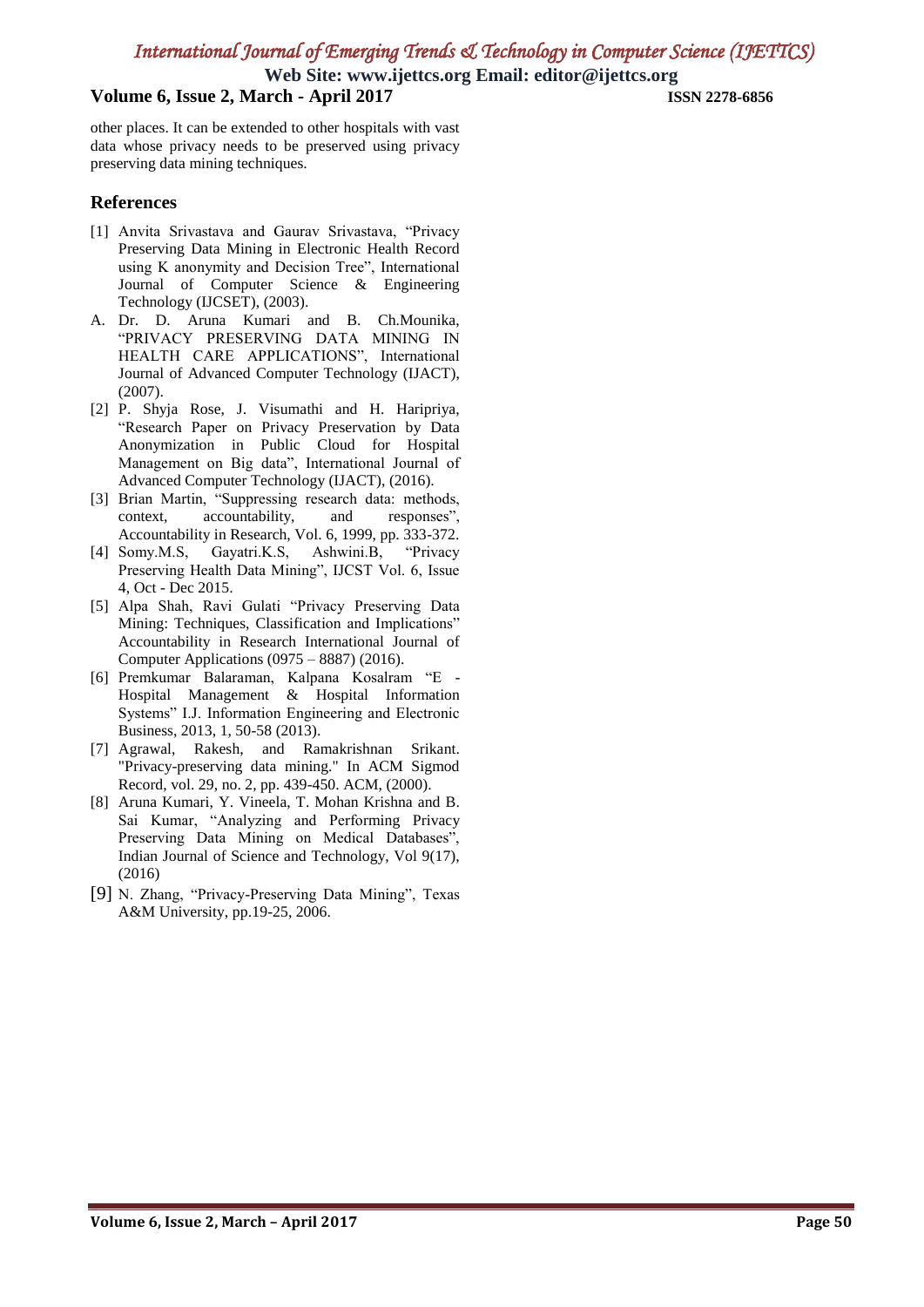other places. It can be extended to other hospitals with vast data whose privacy needs to be preserved using privacy preserving data mining techniques.

## References

[1] Anvita Srivastava and Gaurav Srivastava, "Privacy Preserving Data Mining in Electronic Health Record using K anonymity and Decision Tree", International Journal of Computer Science & Engineering Technology (IJCSET), (2003).

A. Dr. D. Aruna Kumari and B. Ch.Mounika, "PRIVACY PRESERVING DATA MINING IN HEALTH CARE APPLICATIONS", International Journal of Advanced Computer Technology (IJACT), (2007).

[2] P. Shyja Rose, J. Visumathi and H. Haripriya, "Research Paper on Privacy Preservation by Data Anonymization in Public Cloud for Hospital Management on Big data", International Journal of Advanced Computer Technology (IJACT), (2016).

[3] Brian Martin, "Suppressing research data: methods, context, accountability, and responses", Accountability in Research, Vol. 6, 1999, pp. 333-372.

[4] Somy.M.S, Gayatri.K.S, Ashwini.B, "Privacy Preserving Health Data Mining", IJCST Vol. 6, Issue 4, Oct - Dec 2015.

[5] Alpa Shah, Ravi Gulati "Privacy Preserving Data Mining: Techniques, Classification and Implications" Accountability in Research International Journal of Computer Applications (0975 – 8887) (2016).

[6] Premkumar Balaraman, Kalpana Kosalram "E - Hospital Management & Hospital Information Systems" I.J. Information Engineering and Electronic Business, 2013, 1, 50-58 (2013).

[7] Agrawal, Rakesh, and Ramakrishnan Srikant. "Privacy-preserving data mining." In ACM Sigmod Record, vol. 29, no. 2, pp. 439-450. ACM, (2000).

[8] Aruna Kumari, Y. Vineela, T. Mohan Krishna and B. Sai Kumar, "Analyzing and Performing Privacy Preserving Data Mining on Medical Databases", Indian Journal of Science and Technology, Vol 9(17), (2016)

[9] N. Zhang, "Privacy-Preserving Data Mining", Texas A&M University, pp.19-25, 2006.